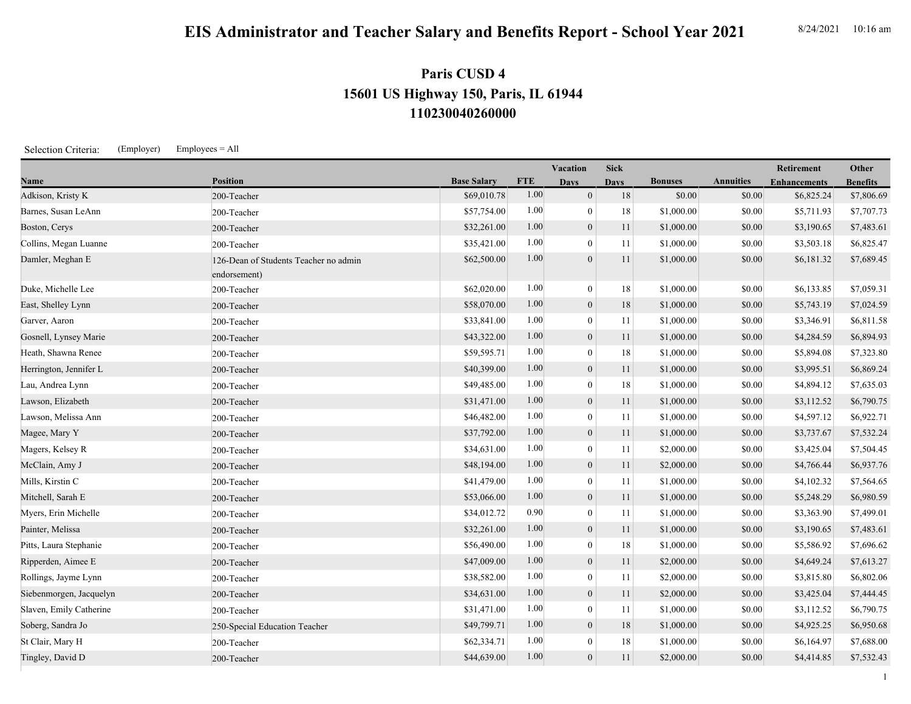# EIS Administrator and Teacher Salary and Benefits Report - School Year 2021

8/24/2021 10:16 am

## Paris CUSD 4
## 15601 US Highway 150, Paris, IL 61944
## 110230040260000

Selection Criteria: (Employer) Employees = All

| Name | Position | Base Salary | FTE | Vacation Days | Sick Days | Bonuses | Annuities | Retirement Enhancements | Other Benefits |
|---|---|---|---|---|---|---|---|---|---|
| Adkison, Kristy K | 200-Teacher | $69,010.78 | 1.00 | 0 | 18 | $0.00 | $0.00 | $6,825.24 | $7,806.69 |
| Barnes, Susan LeAnn | 200-Teacher | $57,754.00 | 1.00 | 0 | 18 | $1,000.00 | $0.00 | $5,711.93 | $7,707.73 |
| Boston, Cerys | 200-Teacher | $32,261.00 | 1.00 | 0 | 11 | $1,000.00 | $0.00 | $3,190.65 | $7,483.61 |
| Collins, Megan Luanne | 200-Teacher | $35,421.00 | 1.00 | 0 | 11 | $1,000.00 | $0.00 | $3,503.18 | $6,825.47 |
| Damler, Meghan E | 126-Dean of Students Teacher no admin endorsement) | $62,500.00 | 1.00 | 0 | 11 | $1,000.00 | $0.00 | $6,181.32 | $7,689.45 |
| Duke, Michelle Lee | 200-Teacher | $62,020.00 | 1.00 | 0 | 18 | $1,000.00 | $0.00 | $6,133.85 | $7,059.31 |
| East, Shelley Lynn | 200-Teacher | $58,070.00 | 1.00 | 0 | 18 | $1,000.00 | $0.00 | $5,743.19 | $7,024.59 |
| Garver, Aaron | 200-Teacher | $33,841.00 | 1.00 | 0 | 11 | $1,000.00 | $0.00 | $3,346.91 | $6,811.58 |
| Gosnell, Lynsey Marie | 200-Teacher | $43,322.00 | 1.00 | 0 | 11 | $1,000.00 | $0.00 | $4,284.59 | $6,894.93 |
| Heath, Shawna Renee | 200-Teacher | $59,595.71 | 1.00 | 0 | 18 | $1,000.00 | $0.00 | $5,894.08 | $7,323.80 |
| Herrington, Jennifer L | 200-Teacher | $40,399.00 | 1.00 | 0 | 11 | $1,000.00 | $0.00 | $3,995.51 | $6,869.24 |
| Lau, Andrea Lynn | 200-Teacher | $49,485.00 | 1.00 | 0 | 18 | $1,000.00 | $0.00 | $4,894.12 | $7,635.03 |
| Lawson, Elizabeth | 200-Teacher | $31,471.00 | 1.00 | 0 | 11 | $1,000.00 | $0.00 | $3,112.52 | $6,790.75 |
| Lawson, Melissa Ann | 200-Teacher | $46,482.00 | 1.00 | 0 | 11 | $1,000.00 | $0.00 | $4,597.12 | $6,922.71 |
| Magee, Mary Y | 200-Teacher | $37,792.00 | 1.00 | 0 | 11 | $1,000.00 | $0.00 | $3,737.67 | $7,532.24 |
| Magers, Kelsey R | 200-Teacher | $34,631.00 | 1.00 | 0 | 11 | $2,000.00 | $0.00 | $3,425.04 | $7,504.45 |
| McClain, Amy J | 200-Teacher | $48,194.00 | 1.00 | 0 | 11 | $2,000.00 | $0.00 | $4,766.44 | $6,937.76 |
| Mills, Kirstin C | 200-Teacher | $41,479.00 | 1.00 | 0 | 11 | $1,000.00 | $0.00 | $4,102.32 | $7,564.65 |
| Mitchell, Sarah E | 200-Teacher | $53,066.00 | 1.00 | 0 | 11 | $1,000.00 | $0.00 | $5,248.29 | $6,980.59 |
| Myers, Erin Michelle | 200-Teacher | $34,012.72 | 0.90 | 0 | 11 | $1,000.00 | $0.00 | $3,363.90 | $7,499.01 |
| Painter, Melissa | 200-Teacher | $32,261.00 | 1.00 | 0 | 11 | $1,000.00 | $0.00 | $3,190.65 | $7,483.61 |
| Pitts, Laura Stephanie | 200-Teacher | $56,490.00 | 1.00 | 0 | 18 | $1,000.00 | $0.00 | $5,586.92 | $7,696.62 |
| Ripperden, Aimee E | 200-Teacher | $47,009.00 | 1.00 | 0 | 11 | $2,000.00 | $0.00 | $4,649.24 | $7,613.27 |
| Rollings, Jayme Lynn | 200-Teacher | $38,582.00 | 1.00 | 0 | 11 | $2,000.00 | $0.00 | $3,815.80 | $6,802.06 |
| Siebenmorgen, Jacquelyn | 200-Teacher | $34,631.00 | 1.00 | 0 | 11 | $2,000.00 | $0.00 | $3,425.04 | $7,444.45 |
| Slaven, Emily Catherine | 200-Teacher | $31,471.00 | 1.00 | 0 | 11 | $1,000.00 | $0.00 | $3,112.52 | $6,790.75 |
| Soberg, Sandra Jo | 250-Special Education Teacher | $49,799.71 | 1.00 | 0 | 18 | $1,000.00 | $0.00 | $4,925.25 | $6,950.68 |
| St Clair, Mary H | 200-Teacher | $62,334.71 | 1.00 | 0 | 18 | $1,000.00 | $0.00 | $6,164.97 | $7,688.00 |
| Tingley, David D | 200-Teacher | $44,639.00 | 1.00 | 0 | 11 | $2,000.00 | $0.00 | $4,414.85 | $7,532.43 |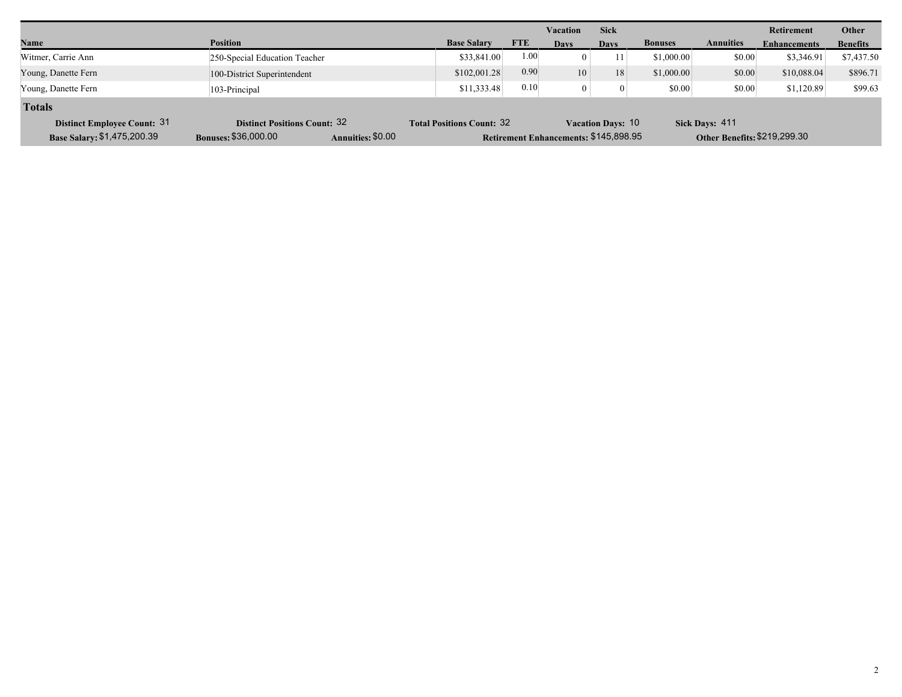| Name | Position | Base Salary | FTE | Vacation Days | Sick Days | Bonuses | Annuities | Retirement Enhancements | Other Benefits |
|---|---|---|---|---|---|---|---|---|---|
| Witmer, Carrie Ann | 250-Special Education Teacher | $33,841.00 | 1.00 | 0 | 11 | $1,000.00 | $0.00 | $3,346.91 | $7,437.50 |
| Young, Danette Fern | 100-District Superintendent | $102,001.28 | 0.90 | 10 | 18 | $1,000.00 | $0.00 | $10,088.04 | $896.71 |
| Young, Danette Fern | 103-Principal | $11,333.48 | 0.10 | 0 | 0 | $0.00 | $0.00 | $1,120.89 | $99.63 |

## Totals

**Distinct Employee Count:** 31 **Distinct Positions Count:** 32 **Total Positions Count:** 32 **Vacation Days:** 10 **Sick Days:** 411

**Base Salary:** $1,475,200.39 **Bonuses:** $36,000.00 **Annuities:** $0.00 **Retirement Enhancements:** $145,898.95 **Other Benefits:** $219,299.30